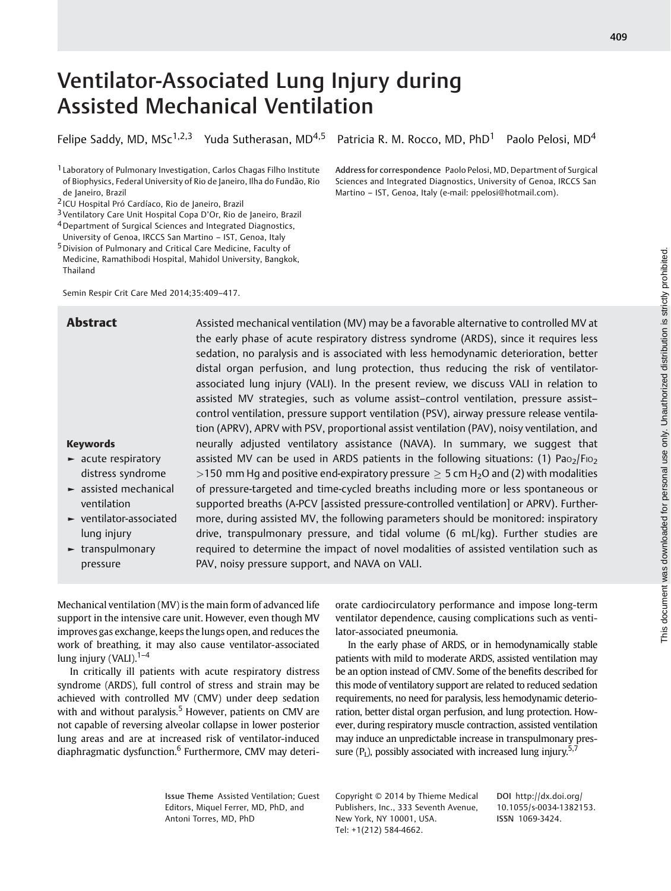# Ventilator-Associated Lung Injury during Assisted Mechanical Ventilation

Felipe Saddy, MD, MSc[1,2,3] Yuda Sutherasan, MD[4,5] Patricia R. M. Rocco, MD, PhD[1] Paolo Pelosi, MD[4]

[1] Laboratory of Pulmonary Investigation, Carlos Chagas Filho Institute of Biophysics, Federal University of Rio de Janeiro, Ilha do Fundão, Rio de Janeiro, Brazil
[2] ICU Hospital Pró Cardíaco, Rio de Janeiro, Brazil
[3] Ventilatory Care Unit Hospital Copa D'Or, Rio de Janeiro, Brazil
[4] Department of Surgical Sciences and Integrated Diagnostics, University of Genoa, IRCCS San Martino – IST, Genoa, Italy
[5] Division of Pulmonary and Critical Care Medicine, Faculty of Medicine, Ramathibodi Hospital, Mahidol University, Bangkok, Thailand

**Address for correspondence** Paolo Pelosi, MD, Department of Surgical Sciences and Integrated Diagnostics, University of Genoa, IRCCS San Martino – IST, Genoa, Italy (e-mail: ppelosi@hotmail.com).

Semin Respir Crit Care Med 2014;35:409–417.

## Abstract

Assisted mechanical ventilation (MV) may be a favorable alternative to controlled MV at the early phase of acute respiratory distress syndrome (ARDS), since it requires less sedation, no paralysis and is associated with less hemodynamic deterioration, better distal organ perfusion, and lung protection, thus reducing the risk of ventilator-associated lung injury (VALI). In the present review, we discuss VALI in relation to assisted MV strategies, such as volume assist–control ventilation, pressure assist–control ventilation, pressure support ventilation (PSV), airway pressure release ventilation (APRV), APRV with PSV, proportional assist ventilation (PAV), noisy ventilation, and neurally adjusted ventilatory assistance (NAVA). In summary, we suggest that assisted MV can be used in ARDS patients in the following situations: (1) $Pa_{O_2}/F_{IO_2}$ >150 mm Hg and positive end-expiratory pressure ≥ 5 cm $H_2O$ and (2) with modalities of pressure-targeted and time-cycled breaths including more or less spontaneous or supported breaths (A-PCV [assisted pressure-controlled ventilation] or APRV). Furthermore, during assisted MV, the following parameters should be monitored: inspiratory drive, transpulmonary pressure, and tidal volume (6 mL/kg). Further studies are required to determine the impact of novel modalities of assisted ventilation such as PAV, noisy pressure support, and NAVA on VALI.

**Keywords**

- acute respiratory distress syndrome
- assisted mechanical ventilation
- ventilator-associated lung injury
- transpulmonary pressure

Mechanical ventilation (MV) is the main form of advanced life support in the intensive care unit. However, even though MV improves gas exchange, keeps the lungs open, and reduces the work of breathing, it may also cause ventilator-associated lung injury (VALI).[1–4]

In critically ill patients with acute respiratory distress syndrome (ARDS), full control of stress and strain may be achieved with controlled MV (CMV) under deep sedation with and without paralysis.[5] However, patients on CMV are not capable of reversing alveolar collapse in lower posterior lung areas and are at increased risk of ventilator-induced diaphragmatic dysfunction.[6] Furthermore, CMV may deteriorate cardiocirculatory performance and impose long-term ventilator dependence, causing complications such as ventilator-associated pneumonia.

In the early phase of ARDS, or in hemodynamically stable patients with mild to moderate ARDS, assisted ventilation may be an option instead of CMV. Some of the benefits described for this mode of ventilatory support are related to reduced sedation requirements, no need for paralysis, less hemodynamic deterioration, better distal organ perfusion, and lung protection. However, during respiratory muscle contraction, assisted ventilation may induce an unpredictable increase in transpulmonary pressure ($P_L$), possibly associated with increased lung injury.[5,7]

Issue Theme Assisted Ventilation; Guest Editors, Miquel Ferrer, MD, PhD, and Antoni Torres, MD, PhD

Copyright © 2014 by Thieme Medical Publishers, Inc., 333 Seventh Avenue, New York, NY 10001, USA. Tel: +1(212) 584-4662.

DOI http://dx.doi.org/10.1055/s-0034-1382153. ISSN 1069-3424.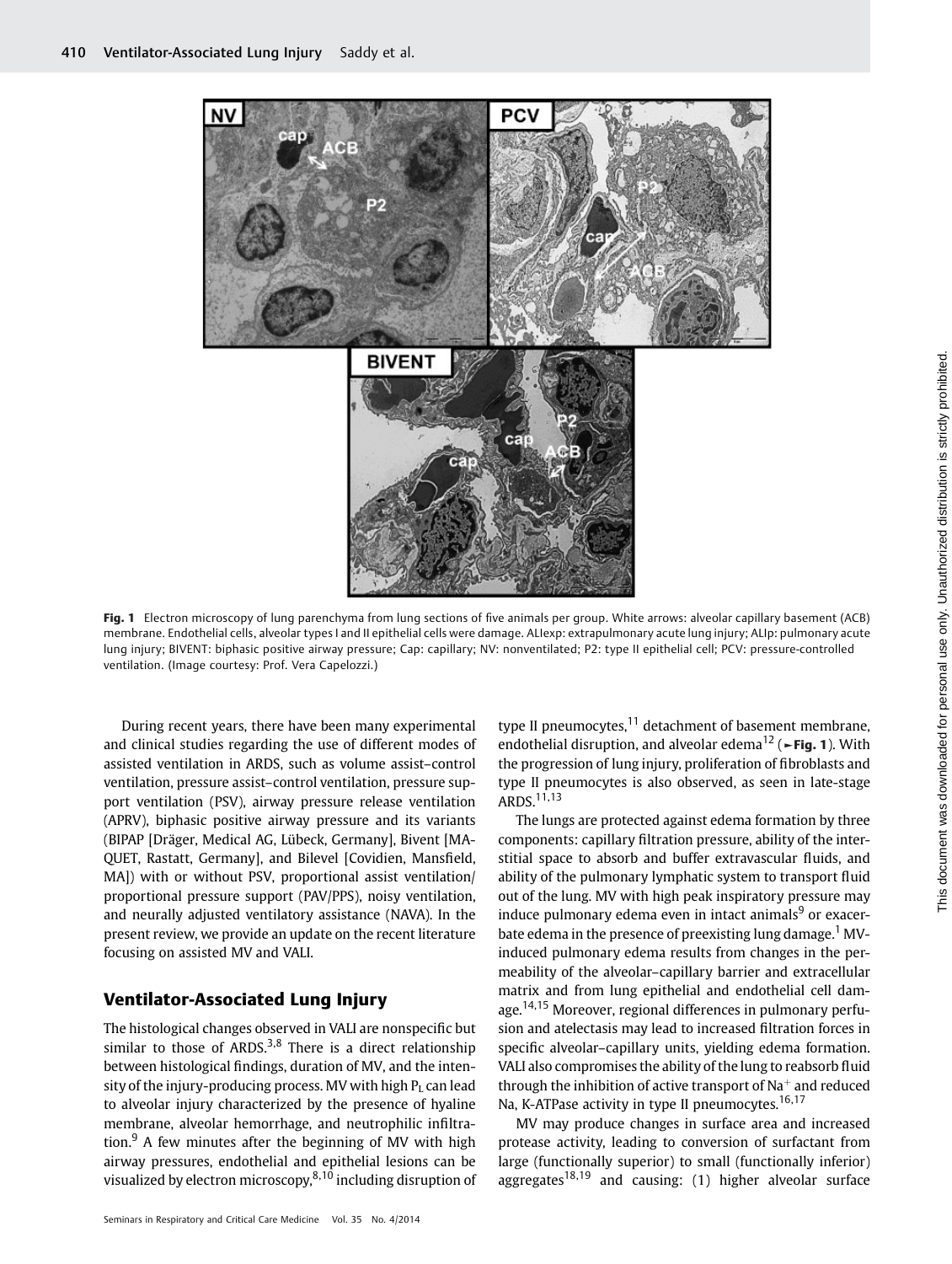Fig. 1 Electron microscopy of lung parenchyma from lung sections of five animals per group. White arrows: alveolar capillary basement (ACB) membrane. Endothelial cells, alveolar types I and II epithelial cells were damage. ALIexp: extrapulmonary acute lung injury; ALIp: pulmonary acute lung injury; BIVENT: biphasic positive airway pressure; Cap: capillary; NV: nonventilated; P2: type II epithelial cell; PCV: pressure-controlled ventilation. (Image courtesy: Prof. Vera Capelozzi.)

During recent years, there have been many experimental and clinical studies regarding the use of different modes of assisted ventilation in ARDS, such as volume assist–control ventilation, pressure assist–control ventilation, pressure support ventilation (PSV), airway pressure release ventilation (APRV), biphasic positive airway pressure and its variants (BIPAP [Dräger, Medical AG, Lübeck, Germany], Bivent [MAQUET, Rastatt, Germany], and Bilevel [Covidien, Mansfield, MA]) with or without PSV, proportional assist ventilation/proportional pressure support (PAV/PPS), noisy ventilation, and neurally adjusted ventilatory assistance (NAVA). In the present review, we provide an update on the recent literature focusing on assisted MV and VALI.

## Ventilator-Associated Lung Injury

The histological changes observed in VALI are nonspecific but similar to those of ARDS.[3,8] There is a direct relationship between histological findings, duration of MV, and the intensity of the injury-producing process. MV with high $P_L$ can lead to alveolar injury characterized by the presence of hyaline membrane, alveolar hemorrhage, and neutrophilic infiltration.[9] A few minutes after the beginning of MV with high airway pressures, endothelial and epithelial lesions can be visualized by electron microscopy,[8,10] including disruption of type II pneumocytes,[11] detachment of basement membrane, endothelial disruption, and alveolar edema[12] (►Fig. 1). With the progression of lung injury, proliferation of fibroblasts and type II pneumocytes is also observed, as seen in late-stage ARDS.[11,13]

The lungs are protected against edema formation by three components: capillary filtration pressure, ability of the interstitial space to absorb and buffer extravascular fluids, and ability of the pulmonary lymphatic system to transport fluid out of the lung. MV with high peak inspiratory pressure may induce pulmonary edema even in intact animals[9] or exacerbate edema in the presence of preexisting lung damage.[1] MV-induced pulmonary edema results from changes in the permeability of the alveolar–capillary barrier and extracellular matrix and from lung epithelial and endothelial cell damage.[14,15] Moreover, regional differences in pulmonary perfusion and atelectasis may lead to increased filtration forces in specific alveolar–capillary units, yielding edema formation. VALI also compromises the ability of the lung to reabsorb fluid through the inhibition of active transport of $Na^+$ and reduced Na, K-ATPase activity in type II pneumocytes.[16,17]

MV may produce changes in surface area and increased protease activity, leading to conversion of surfactant from large (functionally superior) to small (functionally inferior) aggregates[18,19] and causing: (1) higher alveolar surface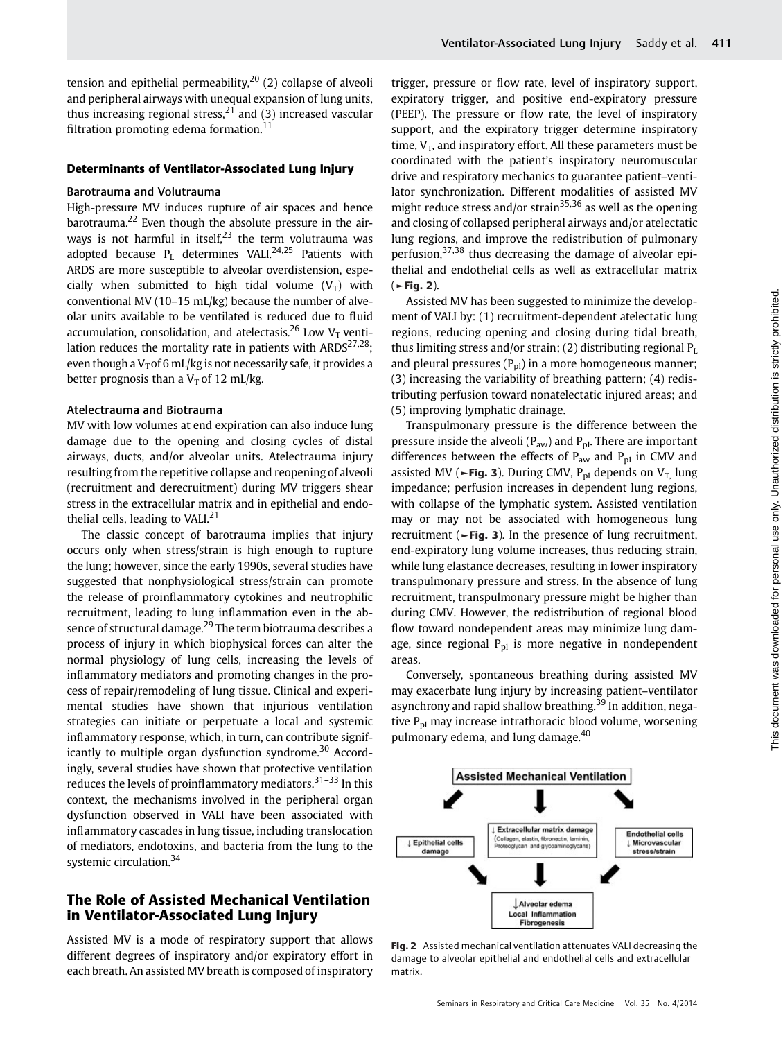tension and epithelial permeability,[20] (2) collapse of alveoli and peripheral airways with unequal expansion of lung units, thus increasing regional stress,[21] and (3) increased vascular filtration promoting edema formation.[11]

### Determinants of Ventilator-Associated Lung Injury

#### Barotrauma and Volutrauma

High-pressure MV induces rupture of air spaces and hence barotrauma.[22] Even though the absolute pressure in the airways is not harmful in itself,[23] the term volutrauma was adopted because $P_L$ determines VALI.[24,25] Patients with ARDS are more susceptible to alveolar overdistension, especially when submitted to high tidal volume ($V_T$) with conventional MV (10–15 mL/kg) because the number of alveolar units available to be ventilated is reduced due to fluid accumulation, consolidation, and atelectasis.[26] Low $V_T$ ventilation reduces the mortality rate in patients with ARDS[27,28]; even though a $V_T$ of 6 mL/kg is not necessarily safe, it provides a better prognosis than a $V_T$ of 12 mL/kg.

#### Atelectrauma and Biotrauma

MV with low volumes at end expiration can also induce lung damage due to the opening and closing cycles of distal airways, ducts, and/or alveolar units. Atelectrauma injury resulting from the repetitive collapse and reopening of alveoli (recruitment and derecruitment) during MV triggers shear stress in the extracellular matrix and in epithelial and endothelial cells, leading to VALI.[21]

The classic concept of barotrauma implies that injury occurs only when stress/strain is high enough to rupture the lung; however, since the early 1990s, several studies have suggested that nonphysiological stress/strain can promote the release of proinflammatory cytokines and neutrophilic recruitment, leading to lung inflammation even in the absence of structural damage.[29] The term biotrauma describes a process of injury in which biophysical forces can alter the normal physiology of lung cells, increasing the levels of inflammatory mediators and promoting changes in the process of repair/remodeling of lung tissue. Clinical and experimental studies have shown that injurious ventilation strategies can initiate or perpetuate a local and systemic inflammatory response, which, in turn, can contribute significantly to multiple organ dysfunction syndrome.[30] Accordingly, several studies have shown that protective ventilation reduces the levels of proinflammatory mediators.[31–33] In this context, the mechanisms involved in the peripheral organ dysfunction observed in VALI have been associated with inflammatory cascades in lung tissue, including translocation of mediators, endotoxins, and bacteria from the lung to the systemic circulation.[34]

## The Role of Assisted Mechanical Ventilation in Ventilator-Associated Lung Injury

Assisted MV is a mode of respiratory support that allows different degrees of inspiratory and/or expiratory effort in each breath. An assisted MV breath is composed of inspiratory trigger, pressure or flow rate, level of inspiratory support, expiratory trigger, and positive end-expiratory pressure (PEEP). The pressure or flow rate, the level of inspiratory support, and the expiratory trigger determine inspiratory time, $V_T$, and inspiratory effort. All these parameters must be coordinated with the patient's inspiratory neuromuscular drive and respiratory mechanics to guarantee patient–ventilator synchronization. Different modalities of assisted MV might reduce stress and/or strain[35,36] as well as the opening and closing of collapsed peripheral airways and/or atelectatic lung regions, and improve the redistribution of pulmonary perfusion,[37,38] thus decreasing the damage of alveolar epithelial and endothelial cells as well as extracellular matrix (►**Fig. 2**).

Assisted MV has been suggested to minimize the development of VALI by: (1) recruitment-dependent atelectatic lung regions, reducing opening and closing during tidal breath, thus limiting stress and/or strain; (2) distributing regional $P_L$ and pleural pressures ($P_{pl}$) in a more homogeneous manner; (3) increasing the variability of breathing pattern; (4) redistributing perfusion toward nonatelectatic injured areas; and (5) improving lymphatic drainage.

Transpulmonary pressure is the difference between the pressure inside the alveoli ($P_{aw}$) and $P_{pl}$. There are important differences between the effects of $P_{aw}$ and $P_{pl}$ in CMV and assisted MV (►**Fig. 3**). During CMV, $P_{pl}$ depends on $V_T$, lung impedance; perfusion increases in dependent lung regions, with collapse of the lymphatic system. Assisted ventilation may or may not be associated with homogeneous lung recruitment (►**Fig. 3**). In the presence of lung recruitment, end-expiratory lung volume increases, thus reducing strain, while lung elastance decreases, resulting in lower inspiratory transpulmonary pressure and stress. In the absence of lung recruitment, transpulmonary pressure might be higher than during CMV. However, the redistribution of regional blood flow toward nondependent areas may minimize lung damage, since regional $P_{pl}$ is more negative in nondependent areas.

Conversely, spontaneous breathing during assisted MV may exacerbate lung injury by increasing patient–ventilator asynchrony and rapid shallow breathing.[39] In addition, negative $P_{pl}$ may increase intrathoracic blood volume, worsening pulmonary edema, and lung damage.[40]

**Fig. 2** Assisted mechanical ventilation attenuates VALI decreasing the damage to alveolar epithelial and endothelial cells and extracellular matrix.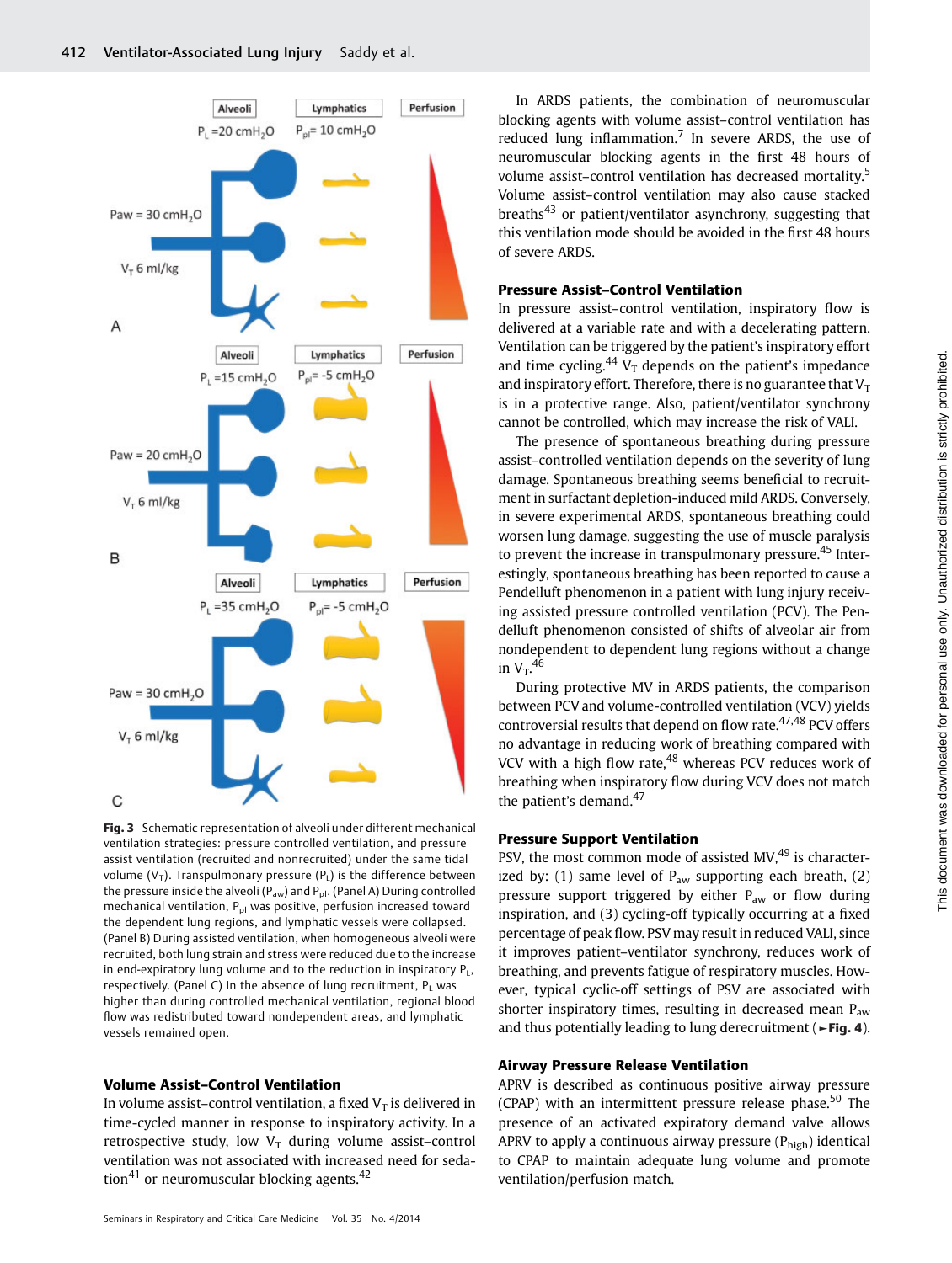**Fig. 3** Schematic representation of alveoli under different mechanical ventilation strategies: pressure controlled ventilation, and pressure assist ventilation (recruited and nonrecruited) under the same tidal volume ($V_T$). Transpulmonary pressure ($P_L$) is the difference between the pressure inside the alveoli ($P_{aw}$) and $P_{pl}$. (Panel A) During controlled mechanical ventilation, $P_{pl}$ was positive, perfusion increased toward the dependent lung regions, and lymphatic vessels were collapsed. (Panel B) During assisted ventilation, when homogeneous alveoli were recruited, both lung strain and stress were reduced due to the increase in end-expiratory lung volume and to the reduction in inspiratory $P_L$, respectively. (Panel C) In the absence of lung recruitment, $P_L$ was higher than during controlled mechanical ventilation, regional blood flow was redistributed toward nondependent areas, and lymphatic vessels remained open.

### Volume Assist–Control Ventilation

In volume assist–control ventilation, a fixed $V_T$ is delivered in time-cycled manner in response to inspiratory activity. In a retrospective study, low $V_T$ during volume assist–control ventilation was not associated with increased need for sedation[41] or neuromuscular blocking agents.[42]

In ARDS patients, the combination of neuromuscular blocking agents with volume assist–control ventilation has reduced lung inflammation.[7] In severe ARDS, the use of neuromuscular blocking agents in the first 48 hours of volume assist–control ventilation has decreased mortality.[5] Volume assist–control ventilation may also cause stacked breaths[43] or patient/ventilator asynchrony, suggesting that this ventilation mode should be avoided in the first 48 hours of severe ARDS.

### Pressure Assist–Control Ventilation

In pressure assist–control ventilation, inspiratory flow is delivered at a variable rate and with a decelerating pattern. Ventilation can be triggered by the patient's inspiratory effort and time cycling.[44] $V_T$ depends on the patient's impedance and inspiratory effort. Therefore, there is no guarantee that $V_T$ is in a protective range. Also, patient/ventilator synchrony cannot be controlled, which may increase the risk of VALI.

The presence of spontaneous breathing during pressure assist–controlled ventilation depends on the severity of lung damage. Spontaneous breathing seems beneficial to recruitment in surfactant depletion-induced mild ARDS. Conversely, in severe experimental ARDS, spontaneous breathing could worsen lung damage, suggesting the use of muscle paralysis to prevent the increase in transpulmonary pressure.[45] Interestingly, spontaneous breathing has been reported to cause a Pendelluft phenomenon in a patient with lung injury receiving assisted pressure controlled ventilation (PCV). The Pendelluft phenomenon consisted of shifts of alveolar air from nondependent to dependent lung regions without a change in $V_T$.[46]

During protective MV in ARDS patients, the comparison between PCV and volume-controlled ventilation (VCV) yields controversial results that depend on flow rate.[47,48] PCV offers no advantage in reducing work of breathing compared with VCV with a high flow rate,[48] whereas PCV reduces work of breathing when inspiratory flow during VCV does not match the patient's demand.[47]

### Pressure Support Ventilation

PSV, the most common mode of assisted MV,[49] is characterized by: (1) same level of $P_{aw}$ supporting each breath, (2) pressure support triggered by either $P_{aw}$ or flow during inspiration, and (3) cycling-off typically occurring at a fixed percentage of peak flow. PSV may result in reduced VALI, since it improves patient–ventilator synchrony, reduces work of breathing, and prevents fatigue of respiratory muscles. However, typical cyclic-off settings of PSV are associated with shorter inspiratory times, resulting in decreased mean $P_{aw}$ and thus potentially leading to lung derecruitment (►Fig. 4).

### Airway Pressure Release Ventilation

APRV is described as continuous positive airway pressure (CPAP) with an intermittent pressure release phase.[50] The presence of an activated expiratory demand valve allows APRV to apply a continuous airway pressure ($P_{high}$) identical to CPAP to maintain adequate lung volume and promote ventilation/perfusion match.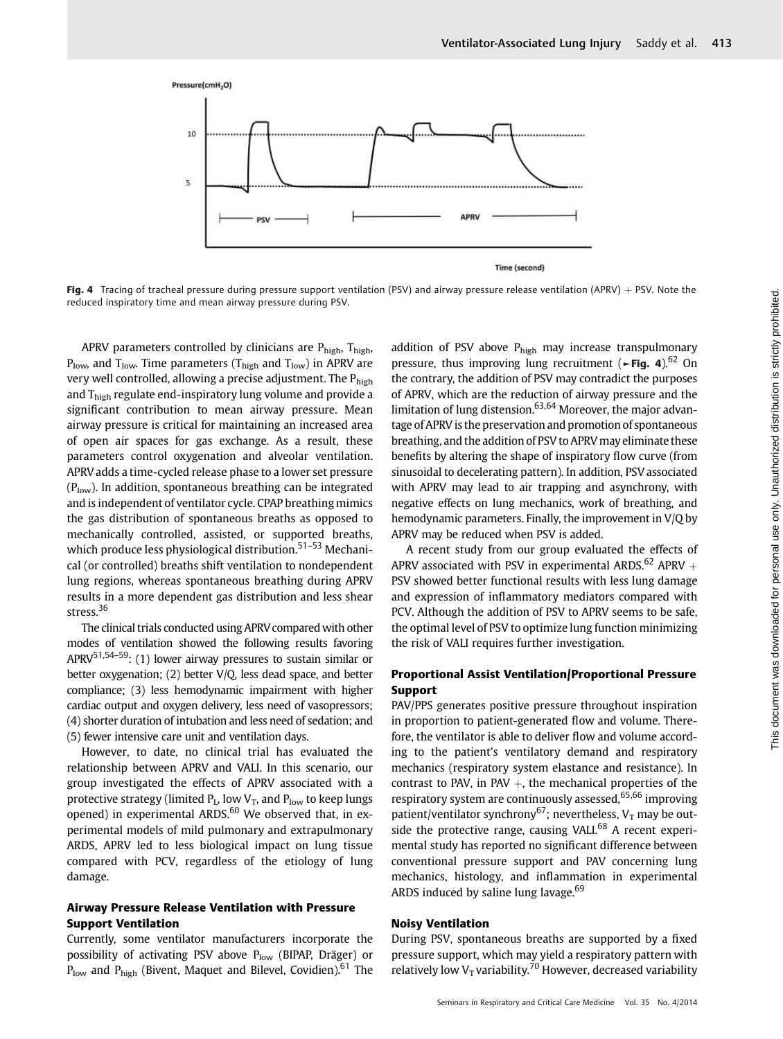Fig. 4 Tracing of tracheal pressure during pressure support ventilation (PSV) and airway pressure release ventilation (APRV) + PSV. Note the reduced inspiratory time and mean airway pressure during PSV.

APRV parameters controlled by clinicians are $P_{high}$, $T_{high}$, $P_{low}$, and $T_{low}$. Time parameters ($T_{high}$ and $T_{low}$) in APRV are very well controlled, allowing a precise adjustment. The $P_{high}$ and $T_{high}$ regulate end-inspiratory lung volume and provide a significant contribution to mean airway pressure. Mean airway pressure is critical for maintaining an increased area of open air spaces for gas exchange. As a result, these parameters control oxygenation and alveolar ventilation. APRV adds a time-cycled release phase to a lower set pressure ($P_{low}$). In addition, spontaneous breathing can be integrated and is independent of ventilator cycle. CPAP breathing mimics the gas distribution of spontaneous breaths as opposed to mechanically controlled, assisted, or supported breaths, which produce less physiological distribution.[51–53] Mechanical (or controlled) breaths shift ventilation to nondependent lung regions, whereas spontaneous breathing during APRV results in a more dependent gas distribution and less shear stress.[36]

The clinical trials conducted using APRV compared with other modes of ventilation showed the following results favoring APRV[51,54–59]: (1) lower airway pressures to sustain similar or better oxygenation; (2) better V/Q, less dead space, and better compliance; (3) less hemodynamic impairment with higher cardiac output and oxygen delivery, less need of vasopressors; (4) shorter duration of intubation and less need of sedation; and (5) fewer intensive care unit and ventilation days.

However, to date, no clinical trial has evaluated the relationship between APRV and VALI. In this scenario, our group investigated the effects of APRV associated with a protective strategy (limited $P_L$, low $V_T$, and $P_{low}$ to keep lungs opened) in experimental ARDS.[60] We observed that, in experimental models of mild pulmonary and extrapulmonary ARDS, APRV led to less biological impact on lung tissue compared with PCV, regardless of the etiology of lung damage.

### Airway Pressure Release Ventilation with Pressure Support Ventilation

Currently, some ventilator manufacturers incorporate the possibility of activating PSV above $P_{low}$ (BIPAP, Dräger) or $P_{low}$ and $P_{high}$ (Bivent, Maquet and Bilevel, Covidien).[61] The addition of PSV above $P_{high}$ may increase transpulmonary pressure, thus improving lung recruitment (►Fig. 4).[62] On the contrary, the addition of PSV may contradict the purposes of APRV, which are the reduction of airway pressure and the limitation of lung distension.[63,64] Moreover, the major advantage of APRV is the preservation and promotion of spontaneous breathing, and the addition of PSV to APRV may eliminate these benefits by altering the shape of inspiratory flow curve (from sinusoidal to decelerating pattern). In addition, PSV associated with APRV may lead to air trapping and asynchrony, with negative effects on lung mechanics, work of breathing, and hemodynamic parameters. Finally, the improvement in V/Q by APRV may be reduced when PSV is added.

A recent study from our group evaluated the effects of APRV associated with PSV in experimental ARDS.[62] APRV + PSV showed better functional results with less lung damage and expression of inflammatory mediators compared with PCV. Although the addition of PSV to APRV seems to be safe, the optimal level of PSV to optimize lung function minimizing the risk of VALI requires further investigation.

### Proportional Assist Ventilation/Proportional Pressure Support

PAV/PPS generates positive pressure throughout inspiration in proportion to patient-generated flow and volume. Therefore, the ventilator is able to deliver flow and volume according to the patient's ventilatory demand and respiratory mechanics (respiratory system elastance and resistance). In contrast to PAV, in PAV +, the mechanical properties of the respiratory system are continuously assessed,[65,66] improving patient/ventilator synchrony[67]; nevertheless, $V_T$ may be outside the protective range, causing VALI.[68] A recent experimental study has reported no significant difference between conventional pressure support and PAV concerning lung mechanics, histology, and inflammation in experimental ARDS induced by saline lung lavage.[69]

### Noisy Ventilation

During PSV, spontaneous breaths are supported by a fixed pressure support, which may yield a respiratory pattern with relatively low $V_T$ variability.[70] However, decreased variability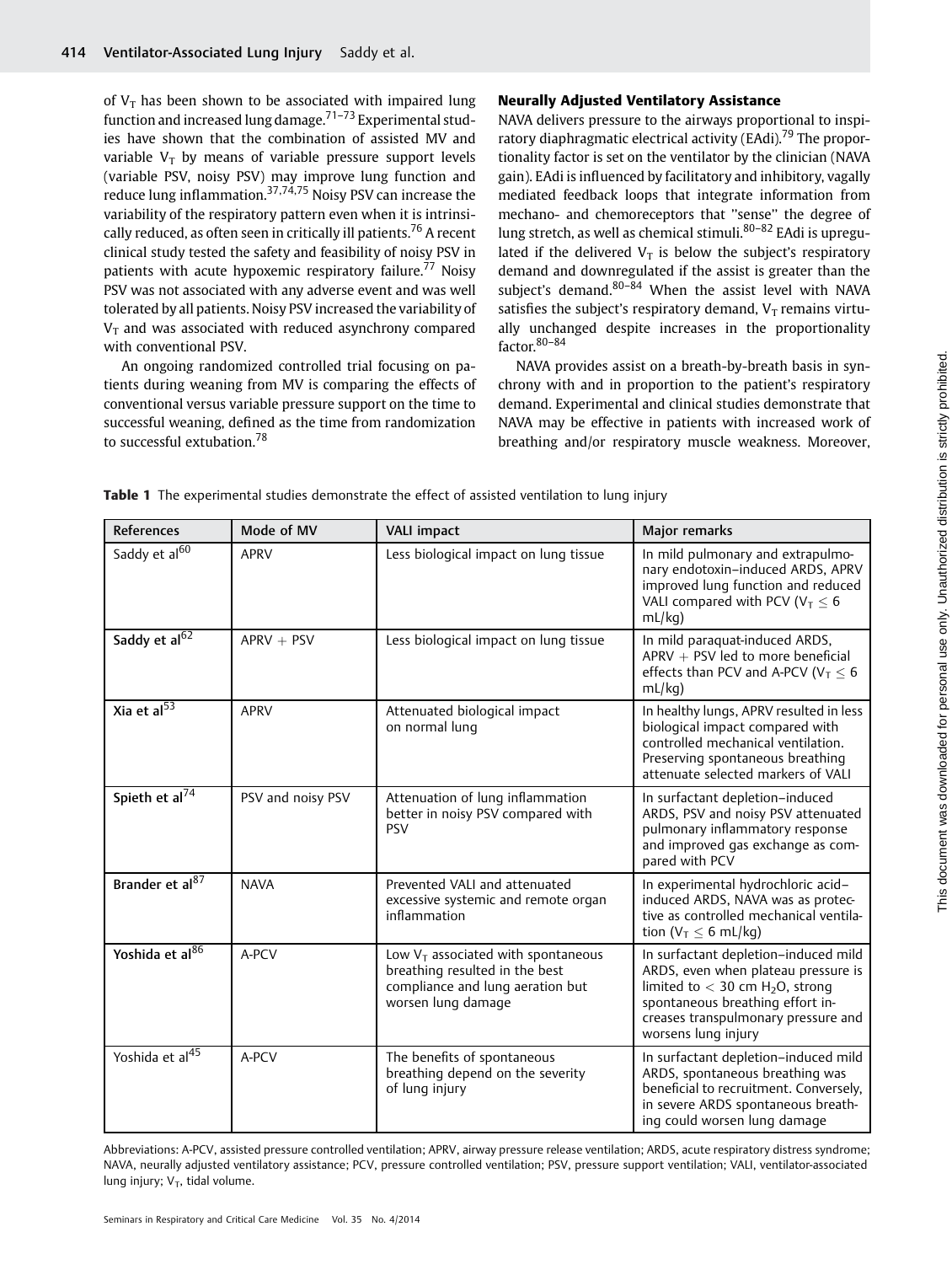of $V_T$ has been shown to be associated with impaired lung function and increased lung damage.[71–73] Experimental studies have shown that the combination of assisted MV and variable $V_T$ by means of variable pressure support levels (variable PSV, noisy PSV) may improve lung function and reduce lung inflammation.[37,74,75] Noisy PSV can increase the variability of the respiratory pattern even when it is intrinsically reduced, as often seen in critically ill patients.[76] A recent clinical study tested the safety and feasibility of noisy PSV in patients with acute hypoxemic respiratory failure.[77] Noisy PSV was not associated with any adverse event and was well tolerated by all patients. Noisy PSV increased the variability of $V_T$ and was associated with reduced asynchrony compared with conventional PSV.

An ongoing randomized controlled trial focusing on patients during weaning from MV is comparing the effects of conventional versus variable pressure support on the time to successful weaning, defined as the time from randomization to successful extubation.[78]

### Neurally Adjusted Ventilatory Assistance

NAVA delivers pressure to the airways proportional to inspiratory diaphragmatic electrical activity (EAdi).[79] The proportionality factor is set on the ventilator by the clinician (NAVA gain). EAdi is influenced by facilitatory and inhibitory, vagally mediated feedback loops that integrate information from mechano- and chemoreceptors that "sense" the degree of lung stretch, as well as chemical stimuli.[80–82] EAdi is upregulated if the delivered $V_T$ is below the subject's respiratory demand and downregulated if the assist is greater than the subject's demand.[80–84] When the assist level with NAVA satisfies the subject's respiratory demand, $V_T$ remains virtually unchanged despite increases in the proportionality factor.[80–84]

NAVA provides assist on a breath-by-breath basis in synchrony with and in proportion to the patient's respiratory demand. Experimental and clinical studies demonstrate that NAVA may be effective in patients with increased work of breathing and/or respiratory muscle weakness. Moreover,

**Table 1** The experimental studies demonstrate the effect of assisted ventilation to lung injury

| References | Mode of MV | VALI impact | Major remarks |
|---|---|---|---|
| Saddy et al[60] | APRV | Less biological impact on lung tissue | In mild pulmonary and extrapulmonary endotoxin–induced ARDS, APRV improved lung function and reduced VALI compared with PCV ($V_T \leq 6$ mL/kg) |
| Saddy et al[62] | APRV + PSV | Less biological impact on lung tissue | In mild paraquat-induced ARDS, APRV + PSV led to more beneficial effects than PCV and A-PCV ($V_T \leq 6$ mL/kg) |
| Xia et al[53] | APRV | Attenuated biological impact on normal lung | In healthy lungs, APRV resulted in less biological impact compared with controlled mechanical ventilation. Preserving spontaneous breathing attenuate selected markers of VALI |
| Spieth et al[74] | PSV and noisy PSV | Attenuation of lung inflammation better in noisy PSV compared with PSV | In surfactant depletion–induced ARDS, PSV and noisy PSV attenuated pulmonary inflammatory response and improved gas exchange as compared with PCV |
| Brander et al[87] | NAVA | Prevented VALI and attenuated excessive systemic and remote organ inflammation | In experimental hydrochloric acid–induced ARDS, NAVA was as protective as controlled mechanical ventilation ($V_T \leq 6$ mL/kg) |
| Yoshida et al[86] | A-PCV | Low $V_T$ associated with spontaneous breathing resulted in the best compliance and lung aeration but worsen lung damage | In surfactant depletion–induced mild ARDS, even when plateau pressure is limited to $< 30$ cm $H_2O$, strong spontaneous breathing effort increases transpulmonary pressure and worsens lung injury |
| Yoshida et al[45] | A-PCV | The benefits of spontaneous breathing depend on the severity of lung injury | In surfactant depletion–induced mild ARDS, spontaneous breathing was beneficial to recruitment. Conversely, in severe ARDS spontaneous breathing could worsen lung damage |

Abbreviations: A-PCV, assisted pressure controlled ventilation; APRV, airway pressure release ventilation; ARDS, acute respiratory distress syndrome; NAVA, neurally adjusted ventilatory assistance; PCV, pressure controlled ventilation; PSV, pressure support ventilation; VALI, ventilator-associated lung injury; $V_T$, tidal volume.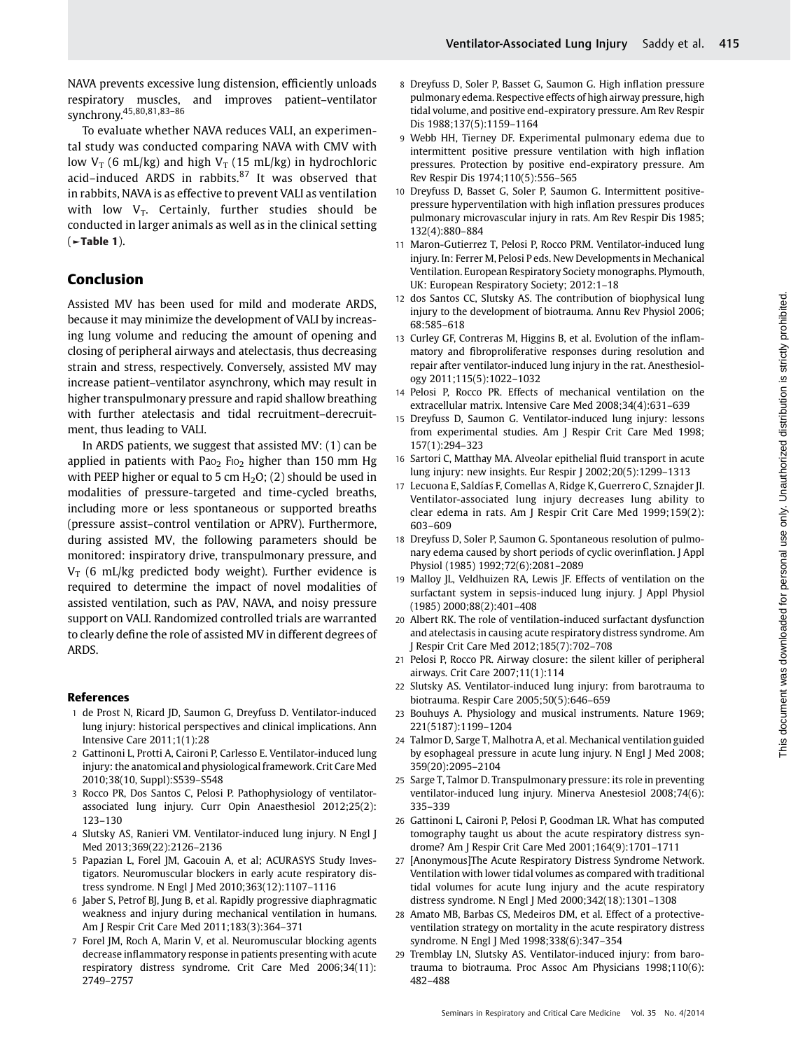NAVA prevents excessive lung distension, efficiently unloads respiratory muscles, and improves patient–ventilator synchrony.[45,80,81,83–86]

To evaluate whether NAVA reduces VALI, an experimental study was conducted comparing NAVA with CMV with low $V_T$ (6 mL/kg) and high $V_T$ (15 mL/kg) in hydrochloric acid–induced ARDS in rabbits.[87] It was observed that in rabbits, NAVA is as effective to prevent VALI as ventilation with low $V_T$. Certainly, further studies should be conducted in larger animals as well as in the clinical setting (►Table 1).

## Conclusion

Assisted MV has been used for mild and moderate ARDS, because it may minimize the development of VALI by increasing lung volume and reducing the amount of opening and closing of peripheral airways and atelectasis, thus decreasing strain and stress, respectively. Conversely, assisted MV may increase patient–ventilator asynchrony, which may result in higher transpulmonary pressure and rapid shallow breathing with further atelectasis and tidal recruitment–derecruitment, thus leading to VALI.

In ARDS patients, we suggest that assisted MV: (1) can be applied in patients with $Pa_{O_2}$ $Fi_{O_2}$ higher than 150 mm Hg with PEEP higher or equal to 5 cm $H_2O$; (2) should be used in modalities of pressure-targeted and time-cycled breaths, including more or less spontaneous or supported breaths (pressure assist–control ventilation or APRV). Furthermore, during assisted MV, the following parameters should be monitored: inspiratory drive, transpulmonary pressure, and $V_T$ (6 mL/kg predicted body weight). Further evidence is required to determine the impact of novel modalities of assisted ventilation, such as PAV, NAVA, and noisy pressure support on VALI. Randomized controlled trials are warranted to clearly define the role of assisted MV in different degrees of ARDS.

## References

1. de Prost N, Ricard JD, Saumon G, Dreyfuss D. Ventilator-induced lung injury: historical perspectives and clinical implications. Ann Intensive Care 2011;1(1):28
2. Gattinoni L, Protti A, Caironi P, Carlesso E. Ventilator-induced lung injury: the anatomical and physiological framework. Crit Care Med 2010;38(10, Suppl):S539–S548
3. Rocco PR, Dos Santos C, Pelosi P. Pathophysiology of ventilator-associated lung injury. Curr Opin Anaesthesiol 2012;25(2):123–130
4. Slutsky AS, Ranieri VM. Ventilator-induced lung injury. N Engl J Med 2013;369(22):2126–2136
5. Papazian L, Forel JM, Gacouin A, et al; ACURASYS Study Investigators. Neuromuscular blockers in early acute respiratory distress syndrome. N Engl J Med 2010;363(12):1107–1116
6. Jaber S, Petrof BJ, Jung B, et al. Rapidly progressive diaphragmatic weakness and injury during mechanical ventilation in humans. Am J Respir Crit Care Med 2011;183(3):364–371
7. Forel JM, Roch A, Marin V, et al. Neuromuscular blocking agents decrease inflammatory response in patients presenting with acute respiratory distress syndrome. Crit Care Med 2006;34(11):2749–2757
8. Dreyfuss D, Soler P, Basset G, Saumon G. High inflation pressure pulmonary edema. Respective effects of high airway pressure, high tidal volume, and positive end-expiratory pressure. Am Rev Respir Dis 1988;137(5):1159–1164
9. Webb HH, Tierney DF. Experimental pulmonary edema due to intermittent positive pressure ventilation with high inflation pressures. Protection by positive end-expiratory pressure. Am Rev Respir Dis 1974;110(5):556–565
10. Dreyfuss D, Basset G, Soler P, Saumon G. Intermittent positive-pressure hyperventilation with high inflation pressures produces pulmonary microvascular injury in rats. Am Rev Respir Dis 1985;132(4):880–884
11. Maron-Gutierrez T, Pelosi P, Rocco PRM. Ventilator-induced lung injury. In: Ferrer M, Pelosi P eds. New Developments in Mechanical Ventilation. European Respiratory Society monographs. Plymouth, UK: European Respiratory Society; 2012:1–18
12. dos Santos CC, Slutsky AS. The contribution of biophysical lung injury to the development of biotrauma. Annu Rev Physiol 2006;68:585–618
13. Curley GF, Contreras M, Higgins B, et al. Evolution of the inflammatory and fibroproliferative responses during resolution and repair after ventilator-induced lung injury in the rat. Anesthesiology 2011;115(5):1022–1032
14. Pelosi P, Rocco PR. Effects of mechanical ventilation on the extracellular matrix. Intensive Care Med 2008;34(4):631–639
15. Dreyfuss D, Saumon G. Ventilator-induced lung injury: lessons from experimental studies. Am J Respir Crit Care Med 1998;157(1):294–323
16. Sartori C, Matthay MA. Alveolar epithelial fluid transport in acute lung injury: new insights. Eur Respir J 2002;20(5):1299–1313
17. Lecuona E, Saldías F, Comellas A, Ridge K, Guerrero C, Sznajder JI. Ventilator-associated lung injury decreases lung ability to clear edema in rats. Am J Respir Crit Care Med 1999;159(2):603–609
18. Dreyfuss D, Soler P, Saumon G. Spontaneous resolution of pulmonary edema caused by short periods of cyclic overinflation. J Appl Physiol (1985) 1992;72(6):2081–2089
19. Malloy JL, Veldhuizen RA, Lewis JF. Effects of ventilation on the surfactant system in sepsis-induced lung injury. J Appl Physiol (1985) 2000;88(2):401–408
20. Albert RK. The role of ventilation-induced surfactant dysfunction and atelectasis in causing acute respiratory distress syndrome. Am J Respir Crit Care Med 2012;185(7):702–708
21. Pelosi P, Rocco PR. Airway closure: the silent killer of peripheral airways. Crit Care 2007;11(1):114
22. Slutsky AS. Ventilator-induced lung injury: from barotrauma to biotrauma. Respir Care 2005;50(5):646–659
23. Bouhuys A. Physiology and musical instruments. Nature 1969;221(5187):1199–1204
24. Talmor D, Sarge T, Malhotra A, et al. Mechanical ventilation guided by esophageal pressure in acute lung injury. N Engl J Med 2008;359(20):2095–2104
25. Sarge T, Talmor D. Transpulmonary pressure: its role in preventing ventilator-induced lung injury. Minerva Anestesiol 2008;74(6):335–339
26. Gattinoni L, Caironi P, Pelosi P, Goodman LR. What has computed tomography taught us about the acute respiratory distress syndrome? Am J Respir Crit Care Med 2001;164(9):1701–1711
27. [Anonymous]The Acute Respiratory Distress Syndrome Network. Ventilation with lower tidal volumes as compared with traditional tidal volumes for acute lung injury and the acute respiratory distress syndrome. N Engl J Med 2000;342(18):1301–1308
28. Amato MB, Barbas CS, Medeiros DM, et al. Effect of a protective-ventilation strategy on mortality in the acute respiratory distress syndrome. N Engl J Med 1998;338(6):347–354
29. Tremblay LN, Slutsky AS. Ventilator-induced injury: from barotrauma to biotrauma. Proc Assoc Am Physicians 1998;110(6):482–488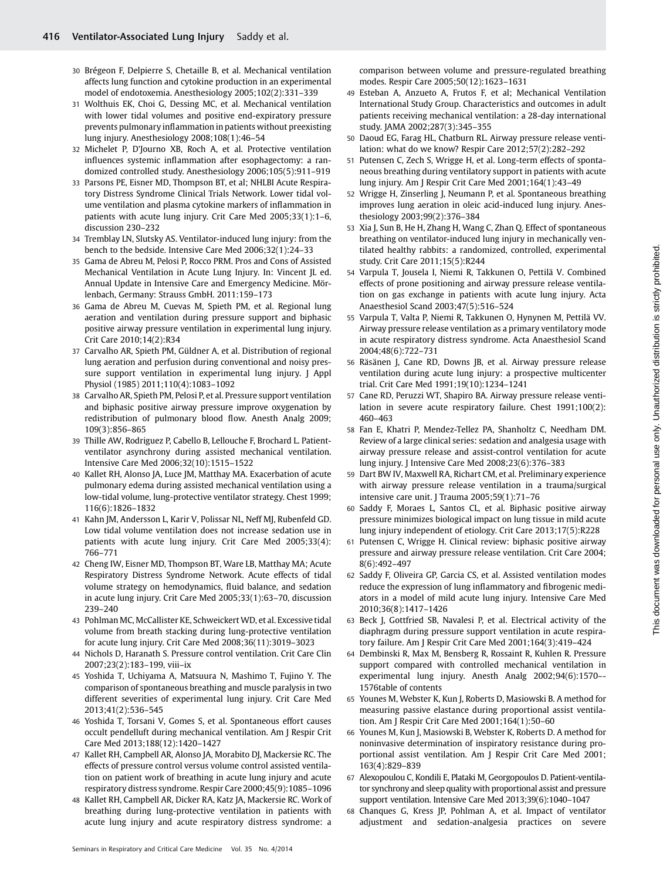30 Brégeon F, Delpierre S, Chetaille B, et al. Mechanical ventilation affects lung function and cytokine production in an experimental model of endotoxemia. Anesthesiology 2005;102(2):331–339

31 Wolthuis EK, Choi G, Dessing MC, et al. Mechanical ventilation with lower tidal volumes and positive end-expiratory pressure prevents pulmonary inflammation in patients without preexisting lung injury. Anesthesiology 2008;108(1):46–54

32 Michelet P, D'Journo XB, Roch A, et al. Protective ventilation influences systemic inflammation after esophagectomy: a randomized controlled study. Anesthesiology 2006;105(5):911–919

33 Parsons PE, Eisner MD, Thompson BT, et al; NHLBI Acute Respiratory Distress Syndrome Clinical Trials Network. Lower tidal volume ventilation and plasma cytokine markers of inflammation in patients with acute lung injury. Crit Care Med 2005;33(1):1–6, discussion 230–232

34 Tremblay LN, Slutsky AS. Ventilator-induced lung injury: from the bench to the bedside. Intensive Care Med 2006;32(1):24–33

35 Gama de Abreu M, Pelosi P, Rocco PRM. Pros and Cons of Assisted Mechanical Ventilation in Acute Lung Injury. In: Vincent JL ed. Annual Update in Intensive Care and Emergency Medicine. Mörlenbach, Germany: Strauss GmbH. 2011:159–173

36 Gama de Abreu M, Cuevas M, Spieth PM, et al. Regional lung aeration and ventilation during pressure support and biphasic positive airway pressure ventilation in experimental lung injury. Crit Care 2010;14(2):R34

37 Carvalho AR, Spieth PM, Güldner A, et al. Distribution of regional lung aeration and perfusion during conventional and noisy pressure support ventilation in experimental lung injury. J Appl Physiol (1985) 2011;110(4):1083–1092

38 Carvalho AR, Spieth PM, Pelosi P, et al. Pressure support ventilation and biphasic positive airway pressure improve oxygenation by redistribution of pulmonary blood flow. Anesth Analg 2009; 109(3):856–865

39 Thille AW, Rodriguez P, Cabello B, Lellouche F, Brochard L. Patient-ventilator asynchrony during assisted mechanical ventilation. Intensive Care Med 2006;32(10):1515–1522

40 Kallet RH, Alonso JA, Luce JM, Matthay MA. Exacerbation of acute pulmonary edema during assisted mechanical ventilation using a low-tidal volume, lung-protective ventilator strategy. Chest 1999; 116(6):1826–1832

41 Kahn JM, Andersson L, Karir V, Polissar NL, Neff MJ, Rubenfeld GD. Low tidal volume ventilation does not increase sedation use in patients with acute lung injury. Crit Care Med 2005;33(4): 766–771

42 Cheng IW, Eisner MD, Thompson BT, Ware LB, Matthay MA; Acute Respiratory Distress Syndrome Network. Acute effects of tidal volume strategy on hemodynamics, fluid balance, and sedation in acute lung injury. Crit Care Med 2005;33(1):63–70, discussion 239–240

43 Pohlman MC, McCallister KE, Schweickert WD, et al. Excessive tidal volume from breath stacking during lung-protective ventilation for acute lung injury. Crit Care Med 2008;36(11):3019–3023

44 Nichols D, Haranath S. Pressure control ventilation. Crit Care Clin 2007;23(2):183–199, viii–ix

45 Yoshida T, Uchiyama A, Matsuura N, Mashimo T, Fujino Y. The comparison of spontaneous breathing and muscle paralysis in two different severities of experimental lung injury. Crit Care Med 2013;41(2):536–545

46 Yoshida T, Torsani V, Gomes S, et al. Spontaneous effort causes occult pendelluft during mechanical ventilation. Am J Respir Crit Care Med 2013;188(12):1420–1427

47 Kallet RH, Campbell AR, Alonso JA, Morabito DJ, Mackersie RC. The effects of pressure control versus volume control assisted ventilation on patient work of breathing in acute lung injury and acute respiratory distress syndrome. Respir Care 2000;45(9):1085–1096

48 Kallet RH, Campbell AR, Dicker RA, Katz JA, Mackersie RC. Work of breathing during lung-protective ventilation in patients with acute lung injury and acute respiratory distress syndrome: a comparison between volume and pressure-regulated breathing modes. Respir Care 2005;50(12):1623–1631

49 Esteban A, Anzueto A, Frutos F, et al; Mechanical Ventilation International Study Group. Characteristics and outcomes in adult patients receiving mechanical ventilation: a 28-day international study. JAMA 2002;287(3):345–355

50 Daoud EG, Farag HL, Chatburn RL. Airway pressure release ventilation: what do we know? Respir Care 2012;57(2):282–292

51 Putensen C, Zech S, Wrigge H, et al. Long-term effects of spontaneous breathing during ventilatory support in patients with acute lung injury. Am J Respir Crit Care Med 2001;164(1):43–49

52 Wrigge H, Zinserling J, Neumann P, et al. Spontaneous breathing improves lung aeration in oleic acid-induced lung injury. Anesthesiology 2003;99(2):376–384

53 Xia J, Sun B, He H, Zhang H, Wang C, Zhan Q. Effect of spontaneous breathing on ventilator-induced lung injury in mechanically ventilated healthy rabbits: a randomized, controlled, experimental study. Crit Care 2011;15(5):R244

54 Varpula T, Jousela I, Niemi R, Takkunen O, Pettilä V. Combined effects of prone positioning and airway pressure release ventilation on gas exchange in patients with acute lung injury. Acta Anaesthesiol Scand 2003;47(5):516–524

55 Varpula T, Valta P, Niemi R, Takkunen O, Hynynen M, Pettilä VV. Airway pressure release ventilation as a primary ventilatory mode in acute respiratory distress syndrome. Acta Anaesthesiol Scand 2004;48(6):722–731

56 Räsänen J, Cane RD, Downs JB, et al. Airway pressure release ventilation during acute lung injury: a prospective multicenter trial. Crit Care Med 1991;19(10):1234–1241

57 Cane RD, Peruzzi WT, Shapiro BA. Airway pressure release ventilation in severe acute respiratory failure. Chest 1991;100(2): 460–463

58 Fan E, Khatri P, Mendez-Tellez PA, Shanholtz C, Needham DM. Review of a large clinical series: sedation and analgesia usage with airway pressure release and assist-control ventilation for acute lung injury. J Intensive Care Med 2008;23(6):376–383

59 Dart BW IV, Maxwell RA, Richart CM, et al. Preliminary experience with airway pressure release ventilation in a trauma/surgical intensive care unit. J Trauma 2005;59(1):71–76

60 Saddy F, Moraes L, Santos CL, et al. Biphasic positive airway pressure minimizes biological impact on lung tissue in mild acute lung injury independent of etiology. Crit Care 2013;17(5):R228

61 Putensen C, Wrigge H. Clinical review: biphasic positive airway pressure and airway pressure release ventilation. Crit Care 2004; 8(6):492–497

62 Saddy F, Oliveira GP, Garcia CS, et al. Assisted ventilation modes reduce the expression of lung inflammatory and fibrogenic mediators in a model of mild acute lung injury. Intensive Care Med 2010;36(8):1417–1426

63 Beck J, Gottfried SB, Navalesi P, et al. Electrical activity of the diaphragm during pressure support ventilation in acute respiratory failure. Am J Respir Crit Care Med 2001;164(3):419–424

64 Dembinski R, Max M, Bensberg R, Rossaint R, Kuhlen R. Pressure support compared with controlled mechanical ventilation in experimental lung injury. Anesth Analg 2002;94(6):1570–-1576table of contents

65 Younes M, Webster K, Kun J, Roberts D, Masiowski B. A method for measuring passive elastance during proportional assist ventilation. Am J Respir Crit Care Med 2001;164(1):50–60

66 Younes M, Kun J, Masiowski B, Webster K, Roberts D. A method for noninvasive determination of inspiratory resistance during proportional assist ventilation. Am J Respir Crit Care Med 2001; 163(4):829–839

67 Alexopoulou C, Kondili E, Plataki M, Georgopoulos D. Patient-ventilator synchrony and sleep quality with proportional assist and pressure support ventilation. Intensive Care Med 2013;39(6):1040–1047

68 Chanques G, Kress JP, Pohlman A, et al. Impact of ventilator adjustment and sedation-analgesia practices on severe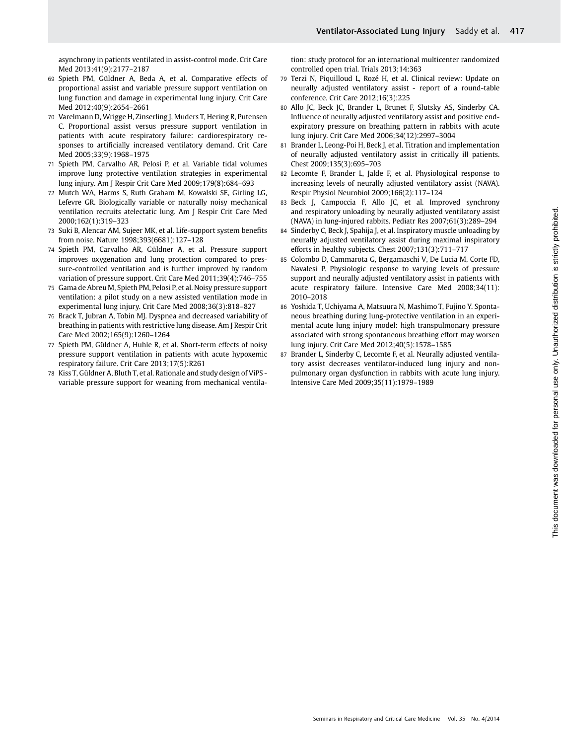asynchrony in patients ventilated in assist-control mode. Crit Care Med 2013;41(9):2177–2187

69 Spieth PM, Güldner A, Beda A, et al. Comparative effects of proportional assist and variable pressure support ventilation on lung function and damage in experimental lung injury. Crit Care Med 2012;40(9):2654–2661

70 Varelmann D, Wrigge H, Zinserling J, Muders T, Hering R, Putensen C. Proportional assist versus pressure support ventilation in patients with acute respiratory failure: cardiorespiratory responses to artificially increased ventilatory demand. Crit Care Med 2005;33(9):1968–1975

71 Spieth PM, Carvalho AR, Pelosi P, et al. Variable tidal volumes improve lung protective ventilation strategies in experimental lung injury. Am J Respir Crit Care Med 2009;179(8):684–693

72 Mutch WA, Harms S, Ruth Graham M, Kowalski SE, Girling LG, Lefevre GR. Biologically variable or naturally noisy mechanical ventilation recruits atelectatic lung. Am J Respir Crit Care Med 2000;162(1):319–323

73 Suki B, Alencar AM, Sujeer MK, et al. Life-support system benefits from noise. Nature 1998;393(6681):127–128

74 Spieth PM, Carvalho AR, Güldner A, et al. Pressure support improves oxygenation and lung protection compared to pressure-controlled ventilation and is further improved by random variation of pressure support. Crit Care Med 2011;39(4):746–755

75 Gama de Abreu M, Spieth PM, Pelosi P, et al. Noisy pressure support ventilation: a pilot study on a new assisted ventilation mode in experimental lung injury. Crit Care Med 2008;36(3):818–827

76 Brack T, Jubran A, Tobin MJ. Dyspnea and decreased variability of breathing in patients with restrictive lung disease. Am J Respir Crit Care Med 2002;165(9):1260–1264

77 Spieth PM, Güldner A, Huhle R, et al. Short-term effects of noisy pressure support ventilation in patients with acute hypoxemic respiratory failure. Crit Care 2013;17(5):R261

78 Kiss T, Güldner A, Bluth T, et al. Rationale and study design of ViPS - variable pressure support for weaning from mechanical ventilation: study protocol for an international multicenter randomized controlled open trial. Trials 2013;14:363

79 Terzi N, Piquilloud L, Rozé H, et al. Clinical review: Update on neurally adjusted ventilatory assist - report of a round-table conference. Crit Care 2012;16(3):225

80 Allo JC, Beck JC, Brander L, Brunet F, Slutsky AS, Sinderby CA. Influence of neurally adjusted ventilatory assist and positive end-expiratory pressure on breathing pattern in rabbits with acute lung injury. Crit Care Med 2006;34(12):2997–3004

81 Brander L, Leong-Poi H, Beck J, et al. Titration and implementation of neurally adjusted ventilatory assist in critically ill patients. Chest 2009;135(3):695–703

82 Lecomte F, Brander L, Jalde F, et al. Physiological response to increasing levels of neurally adjusted ventilatory assist (NAVA). Respir Physiol Neurobiol 2009;166(2):117–124

83 Beck J, Campoccia F, Allo JC, et al. Improved synchrony and respiratory unloading by neurally adjusted ventilatory assist (NAVA) in lung-injured rabbits. Pediatr Res 2007;61(3):289–294

84 Sinderby C, Beck J, Spahija J, et al. Inspiratory muscle unloading by neurally adjusted ventilatory assist during maximal inspiratory efforts in healthy subjects. Chest 2007;131(3):711–717

85 Colombo D, Cammarota G, Bergamaschi V, De Lucia M, Corte FD, Navalesi P. Physiologic response to varying levels of pressure support and neurally adjusted ventilatory assist in patients with acute respiratory failure. Intensive Care Med 2008;34(11):2010–2018

86 Yoshida T, Uchiyama A, Matsuura N, Mashimo T, Fujino Y. Spontaneous breathing during lung-protective ventilation in an experimental acute lung injury model: high transpulmonary pressure associated with strong spontaneous breathing effort may worsen lung injury. Crit Care Med 2012;40(5):1578–1585

87 Brander L, Sinderby C, Lecomte F, et al. Neurally adjusted ventilatory assist decreases ventilator-induced lung injury and non-pulmonary organ dysfunction in rabbits with acute lung injury. Intensive Care Med 2009;35(11):1979–1989